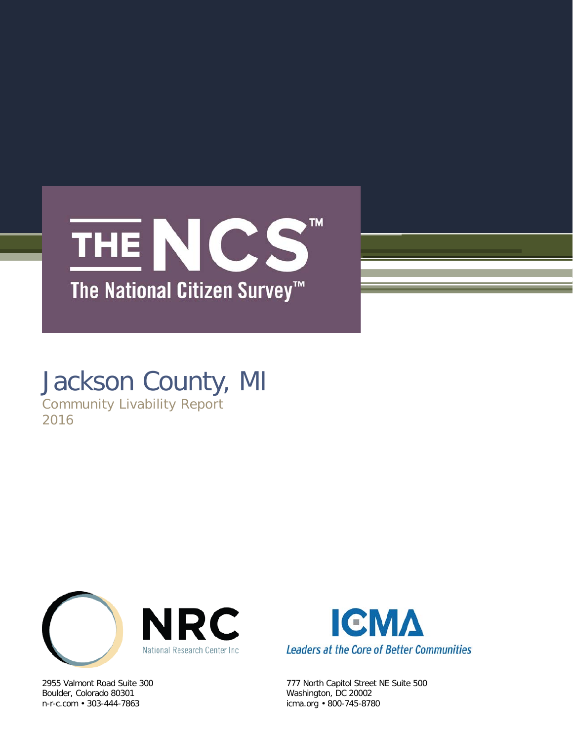# THE NCS™

## The National Citizen Survey™

# Jackson County, MI

Community Livability Report

2016

NRC

National Research Center Inc

2955 Valmont Road Suite 300
Boulder, Colorado 80301
n-r-c.com • 303-444-7863

ICMA

*Leaders at the Core of Better Communities*

777 North Capitol Street NE Suite 500
Washington, DC 20002
icma.org • 800-745-8780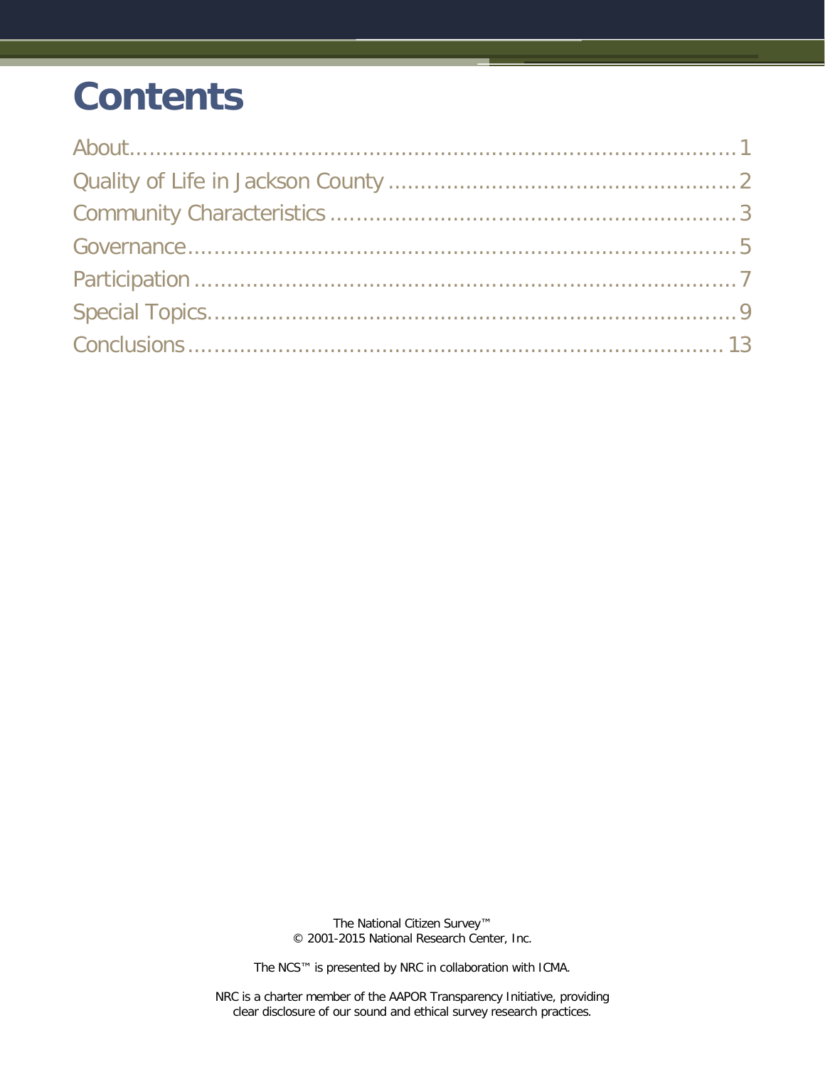# Contents

About....................................................................................1
Quality of Life in Jackson County .....................................................2
Community Characteristics ...............................................................3
Governance..........................................................................................5
Participation ..........................................................................................7
Special Topics.........................................................................................9
Conclusions .........................................................................................13

The National Citizen Survey™
© 2001-2015 National Research Center, Inc.

The NCS™ is presented by NRC in collaboration with ICMA.

NRC is a charter member of the AAPOR Transparency Initiative, providing clear disclosure of our sound and ethical survey research practices.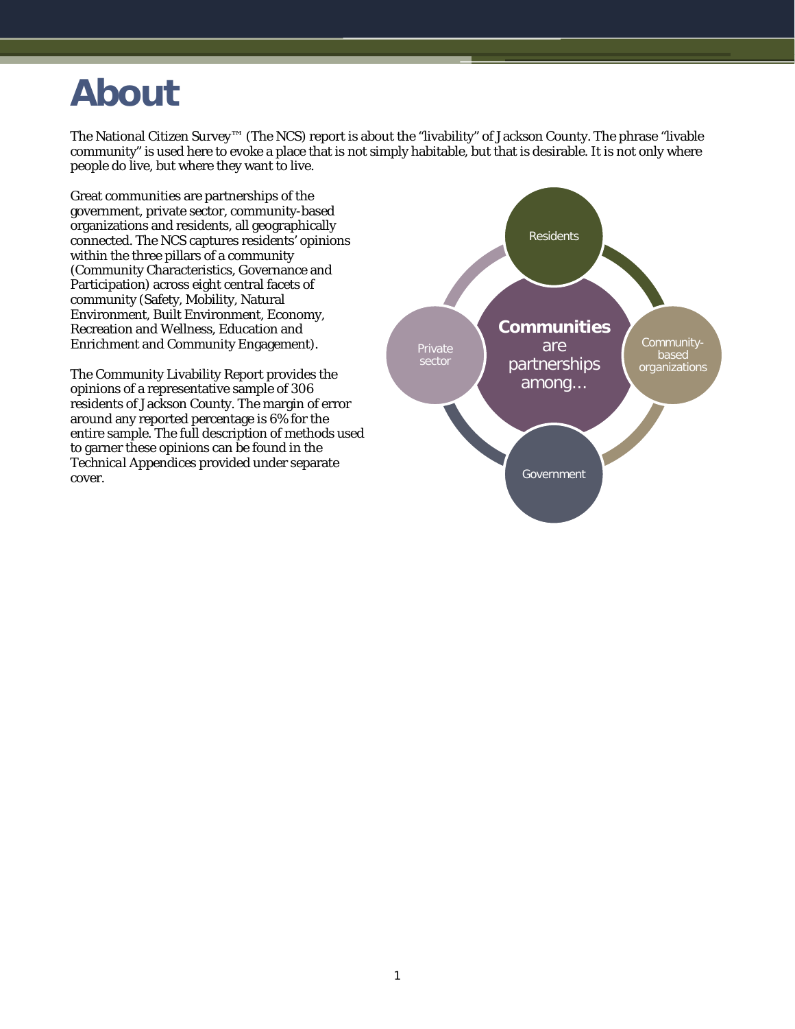# About

The National Citizen Survey™ (The NCS) report is about the "livability" of Jackson County. The phrase "livable community" is used here to evoke a place that is not simply habitable, but that is desirable. It is not only where people do live, but where they want to live.

Great communities are partnerships of the government, private sector, community-based organizations and residents, all geographically connected. The NCS captures residents' opinions within the three pillars of a community (Community Characteristics, Governance and Participation) across eight central facets of community (Safety, Mobility, Natural Environment, Built Environment, Economy, Recreation and Wellness, Education and Enrichment and Community Engagement).

The Community Livability Report provides the opinions of a representative sample of 306 residents of Jackson County. The margin of error around any reported percentage is 6% for the entire sample. The full description of methods used to garner these opinions can be found in the *Technical Appendices* provided under separate cover.

**Communities** are partnerships among…

- Residents
- Community-based organizations
- Government
- Private sector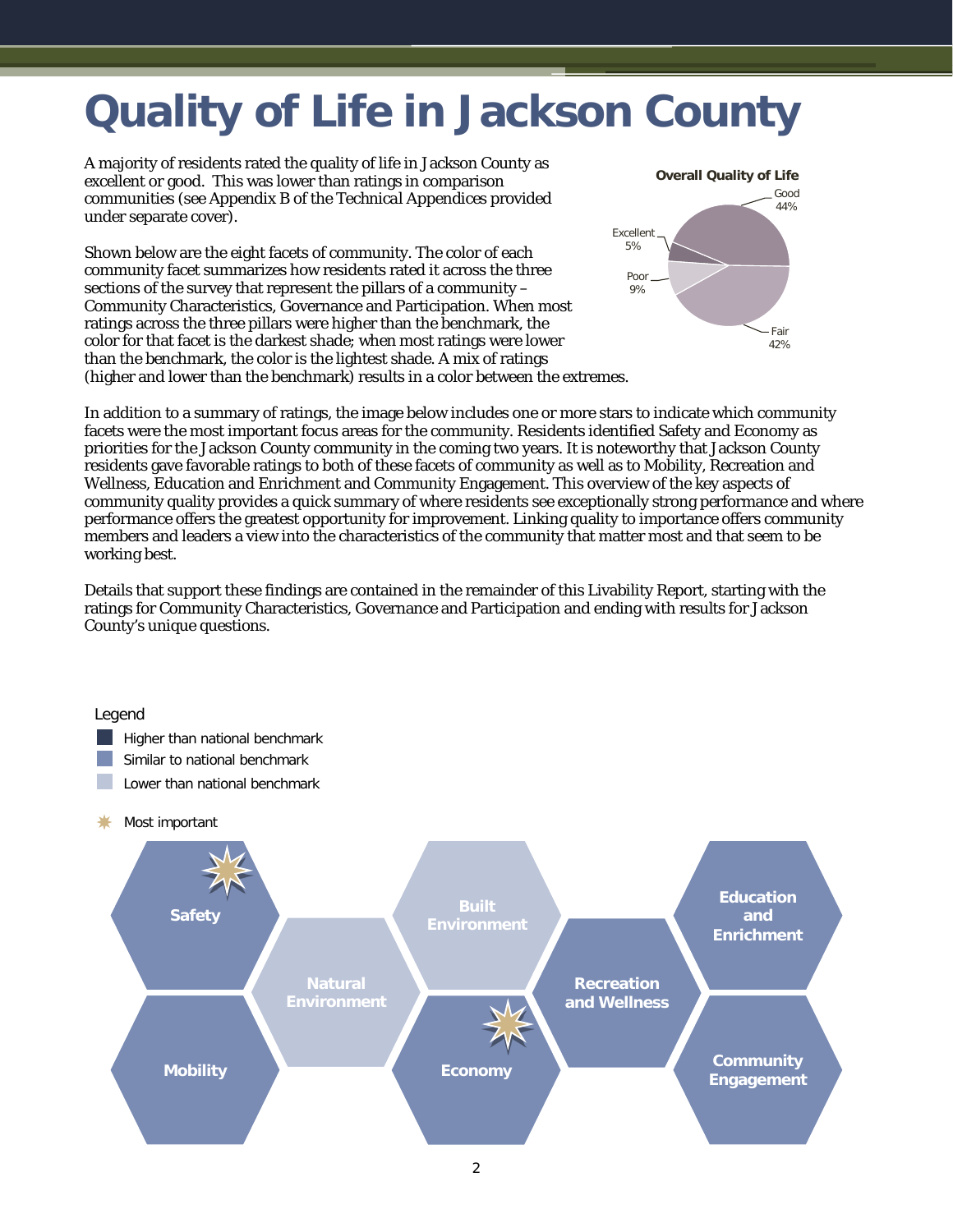# Quality of Life in Jackson County

A majority of residents rated the quality of life in Jackson County as excellent or good. This was lower than ratings in comparison communities (see Appendix B of the Technical Appendices provided under separate cover).

**Overall Quality of Life**

- Excellent 5%
- Good 44%
- Fair 42%
- Poor 9%

Shown below are the eight facets of community. The color of each community facet summarizes how residents rated it across the three sections of the survey that represent the pillars of a community – Community Characteristics, Governance and Participation. When most ratings across the three pillars were higher than the benchmark, the color for that facet is the darkest shade; when most ratings were lower than the benchmark, the color is the lightest shade. A mix of ratings (higher and lower than the benchmark) results in a color between the extremes.

In addition to a summary of ratings, the image below includes one or more stars to indicate which community facets were the most important focus areas for the community. Residents identified Safety and Economy as priorities for the Jackson County community in the coming two years. It is noteworthy that Jackson County residents gave favorable ratings to both of these facets of community as well as to Mobility, Recreation and Wellness, Education and Enrichment and Community Engagement. This overview of the key aspects of community quality provides a quick summary of where residents see exceptionally strong performance and where performance offers the greatest opportunity for improvement. Linking quality to importance offers community members and leaders a view into the characteristics of the community that matter most and that seem to be working best.

Details that support these findings are contained in the remainder of this Livability Report, starting with the ratings for Community Characteristics, Governance and Participation and ending with results for Jackson County's unique questions.

Legend
- Higher than national benchmark
- Similar to national benchmark
- Lower than national benchmark
- Most important

| Facet | Rating | Most important |
|---|---|---|
| Safety | Similar to national benchmark | ✷ |
| Mobility | Similar to national benchmark | |
| Natural Environment | Lower than national benchmark | |
| Built Environment | Lower than national benchmark | |
| Economy | Similar to national benchmark | ✷ |
| Recreation and Wellness | Similar to national benchmark | |
| Education and Enrichment | Similar to national benchmark | |
| Community Engagement | Similar to national benchmark | |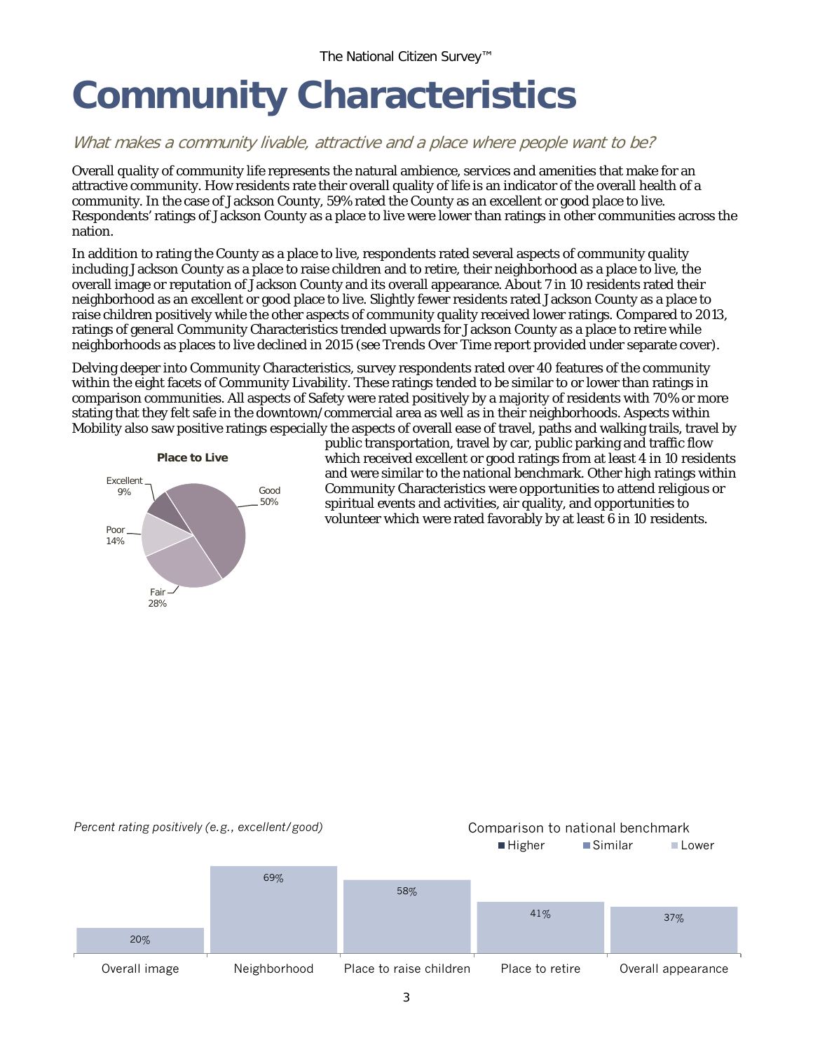# Community Characteristics

*What makes a community livable, attractive and a place where people want to be?*

Overall quality of community life represents the natural ambience, services and amenities that make for an attractive community. How residents rate their overall quality of life is an indicator of the overall health of a community. In the case of Jackson County, 59% rated the County as an excellent or good place to live. Respondents' ratings of Jackson County as a place to live were lower than ratings in other communities across the nation.

In addition to rating the County as a place to live, respondents rated several aspects of community quality including Jackson County as a place to raise children and to retire, their neighborhood as a place to live, the overall image or reputation of Jackson County and its overall appearance. About 7 in 10 residents rated their neighborhood as an excellent or good place to live. Slightly fewer residents rated Jackson County as a place to raise children positively while the other aspects of community quality received lower ratings. Compared to 2013, ratings of general Community Characteristics trended upwards for Jackson County as a place to retire while neighborhoods as places to live declined in 2015 (see Trends Over Time report provided under separate cover).

Delving deeper into Community Characteristics, survey respondents rated over 40 features of the community within the eight facets of Community Livability. These ratings tended to be similar to or lower than ratings in comparison communities. All aspects of Safety were rated positively by a majority of residents with 70% or more stating that they felt safe in the downtown/commercial area as well as in their neighborhoods. Aspects within Mobility also saw positive ratings especially the aspects of overall ease of travel, paths and walking trails, travel by public transportation, travel by car, public parking and traffic flow which received excellent or good ratings from at least 4 in 10 residents and were similar to the national benchmark. Other high ratings within Community Characteristics were opportunities to attend religious or spiritual events and activities, air quality, and opportunities to volunteer which were rated favorably by at least 6 in 10 residents.

**Place to Live**

| Rating | Percent |
|---|---|
| Excellent | 9% |
| Good | 50% |
| Fair | 28% |
| Poor | 14% |

*Percent rating positively (e.g., excellent/good)*

Comparison to national benchmark: Higher / Similar / Lower

| Overall image | Neighborhood | Place to raise children | Place to retire | Overall appearance |
|---|---|---|---|---|
| 20% | 69% | 58% | 41% | 37% |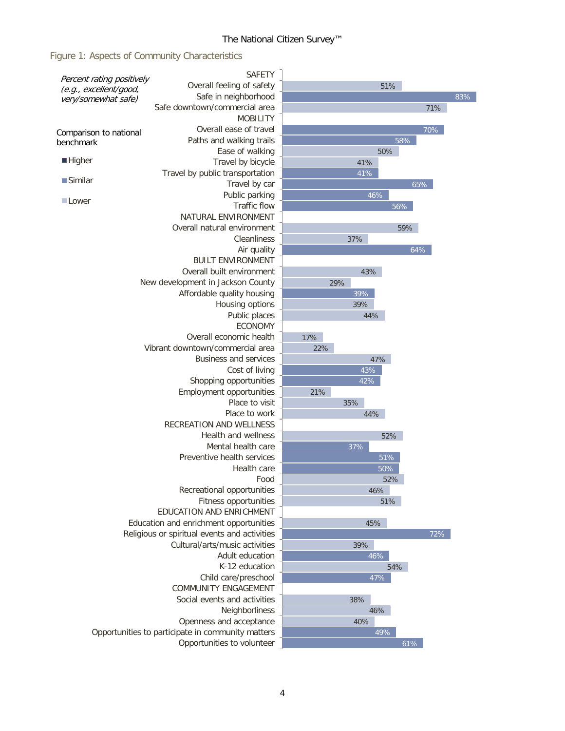Figure 1: Aspects of Community Characteristics

*Percent rating positively (e.g., excellent/good, very/somewhat safe)*

Comparison to national benchmark

- Higher
- Similar
- Lower

| Category / Item | Percent rating positively | Comparison to national benchmark |
|---|---|---|
| **SAFETY** | | |
| Overall feeling of safety | 51% | Lower |
| Safe in neighborhood | 83% | Similar |
| Safe downtown/commercial area | 71% | Lower |
| **MOBILITY** | | |
| Overall ease of travel | 70% | Similar |
| Paths and walking trails | 58% | Similar |
| Ease of walking | 50% | Lower |
| Travel by bicycle | 41% | Lower |
| Travel by public transportation | 41% | Similar |
| Travel by car | 65% | Similar |
| Public parking | 46% | Similar |
| Traffic flow | 56% | Similar |
| **NATURAL ENVIRONMENT** | | |
| Overall natural environment | 59% | Lower |
| Cleanliness | 37% | Lower |
| Air quality | 64% | Similar |
| **BUILT ENVIRONMENT** | | |
| Overall built environment | 43% | Lower |
| New development in Jackson County | 29% | Lower |
| Affordable quality housing | 39% | Similar |
| Housing options | 39% | Lower |
| Public places | 44% | Lower |
| **ECONOMY** | | |
| Overall economic health | 17% | Lower |
| Vibrant downtown/commercial area | 22% | Lower |
| Business and services | 47% | Lower |
| Cost of living | 43% | Similar |
| Shopping opportunities | 42% | Similar |
| Employment opportunities | 21% | Lower |
| Place to visit | 35% | Lower |
| Place to work | 44% | Lower |
| **RECREATION AND WELLNESS** | | |
| Health and wellness | 52% | Lower |
| Mental health care | 37% | Similar |
| Preventive health services | 51% | Similar |
| Health care | 50% | Similar |
| Food | 52% | Lower |
| Recreational opportunities | 46% | Lower |
| Fitness opportunities | 51% | Lower |
| **EDUCATION AND ENRICHMENT** | | |
| Education and enrichment opportunities | 45% | Lower |
| Religious or spiritual events and activities | 72% | Similar |
| Cultural/arts/music activities | 39% | Lower |
| Adult education | 46% | Similar |
| K-12 education | 54% | Lower |
| Child care/preschool | 47% | Similar |
| **COMMUNITY ENGAGEMENT** | | |
| Social events and activities | 38% | Lower |
| Neighborliness | 46% | Lower |
| Openness and acceptance | 40% | Lower |
| Opportunities to participate in community matters | 49% | Similar |
| Opportunities to volunteer | 61% | Similar |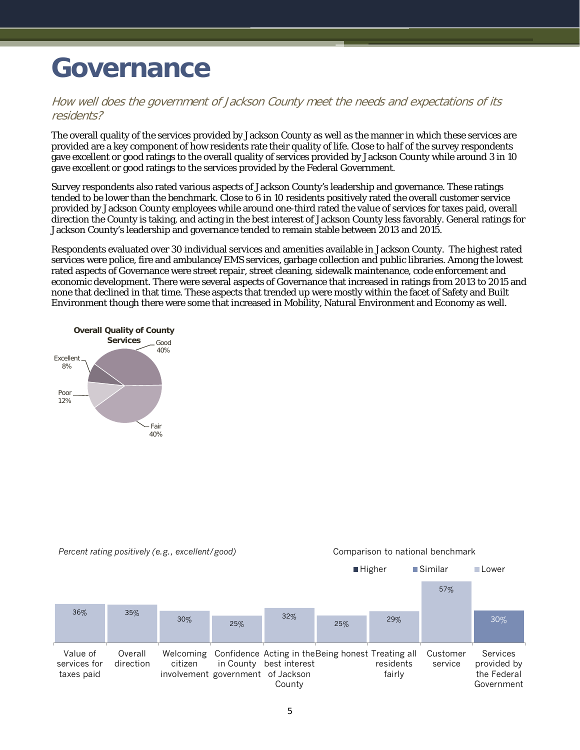# Governance

*How well does the government of Jackson County meet the needs and expectations of its residents?*

The overall quality of the services provided by Jackson County as well as the manner in which these services are provided are a key component of how residents rate their quality of life. Close to half of the survey respondents gave excellent or good ratings to the overall quality of services provided by Jackson County while around 3 in 10 gave excellent or good ratings to the services provided by the Federal Government.

Survey respondents also rated various aspects of Jackson County's leadership and governance. These ratings tended to be lower than the benchmark. Close to 6 in 10 residents positively rated the overall customer service provided by Jackson County employees while around one-third rated the value of services for taxes paid, overall direction the County is taking, and acting in the best interest of Jackson County less favorably. General ratings for Jackson County's leadership and governance tended to remain stable between 2013 and 2015.

Respondents evaluated over 30 individual services and amenities available in Jackson County. The highest rated services were police, fire and ambulance/EMS services, garbage collection and public libraries. Among the lowest rated aspects of Governance were street repair, street cleaning, sidewalk maintenance, code enforcement and economic development. There were several aspects of Governance that increased in ratings from 2013 to 2015 and none that declined in that time. These aspects that trended up were mostly within the facet of Safety and Built Environment though there were some that increased in Mobility, Natural Environment and Economy as well.

**Overall Quality of County Services**

| Rating | Percent |
|---|---|
| Excellent | 8% |
| Good | 40% |
| Fair | 40% |
| Poor | 12% |

*Percent rating positively (e.g., excellent/good)*

Comparison to national benchmark: Higher / Similar / Lower

| Item | Percent | Comparison to national benchmark |
|---|---|---|
| Value of services for taxes paid | 36% | Lower |
| Overall direction | 35% | Lower |
| Welcoming citizen involvement | 30% | Lower |
| Confidence in County government | 25% | Lower |
| Acting in the best interest of Jackson County | 32% | Lower |
| Being honest | 25% | Lower |
| Treating all residents fairly | 29% | Lower |
| Customer service | 57% | Lower |
| Services provided by the Federal Government | 30% | Similar |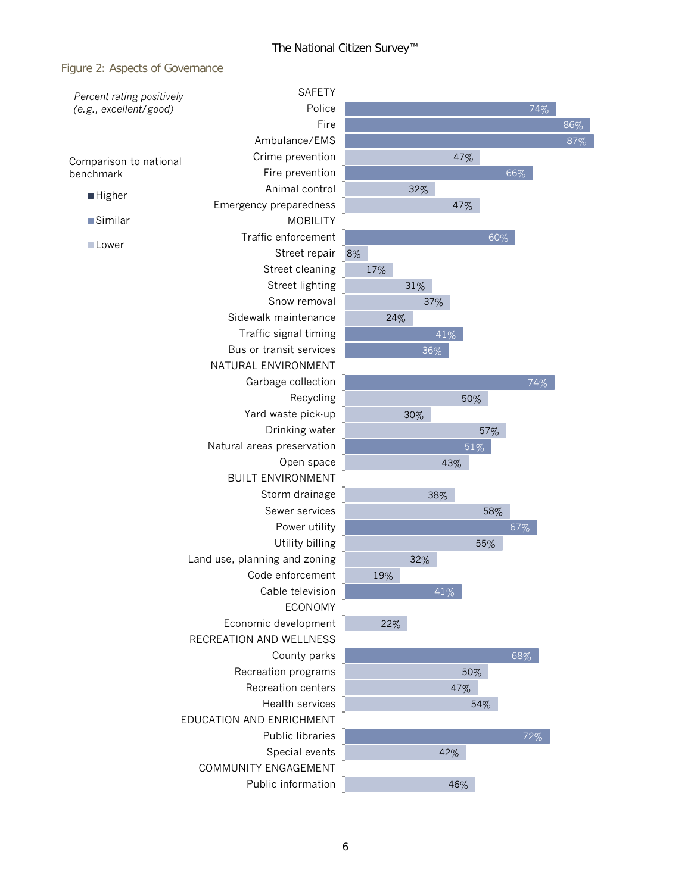## Figure 2: Aspects of Governance

*Percent rating positively (e.g., excellent/good)*

Comparison to national benchmark: Higher / Similar / Lower

| Category | Percent | Comparison |
|---|---|---|
| **SAFETY** | | |
| Police | 74% | Similar |
| Fire | 86% | Similar |
| Ambulance/EMS | 87% | Similar |
| Crime prevention | 47% | Lower |
| Fire prevention | 66% | Similar |
| Animal control | 32% | Lower |
| Emergency preparedness | 47% | Lower |
| **MOBILITY** | | |
| Traffic enforcement | 60% | Similar |
| Street repair | 8% | Lower |
| Street cleaning | 17% | Lower |
| Street lighting | 31% | Lower |
| Snow removal | 37% | Lower |
| Sidewalk maintenance | 24% | Lower |
| Traffic signal timing | 41% | Similar |
| Bus or transit services | 36% | Similar |
| **NATURAL ENVIRONMENT** | | |
| Garbage collection | 74% | Similar |
| Recycling | 50% | Lower |
| Yard waste pick-up | 30% | Lower |
| Drinking water | 57% | Lower |
| Natural areas preservation | 51% | Similar |
| Open space | 43% | Lower |
| **BUILT ENVIRONMENT** | | |
| Storm drainage | 38% | Lower |
| Sewer services | 58% | Lower |
| Power utility | 67% | Similar |
| Utility billing | 55% | Lower |
| Land use, planning and zoning | 32% | Lower |
| Code enforcement | 19% | Lower |
| Cable television | 41% | Similar |
| **ECONOMY** | | |
| Economic development | 22% | Lower |
| **RECREATION AND WELLNESS** | | |
| County parks | 68% | Similar |
| Recreation programs | 50% | Lower |
| Recreation centers | 47% | Lower |
| Health services | 54% | Lower |
| **EDUCATION AND ENRICHMENT** | | |
| Public libraries | 72% | Similar |
| Special events | 42% | Lower |
| **COMMUNITY ENGAGEMENT** | | |
| Public information | 46% | Lower |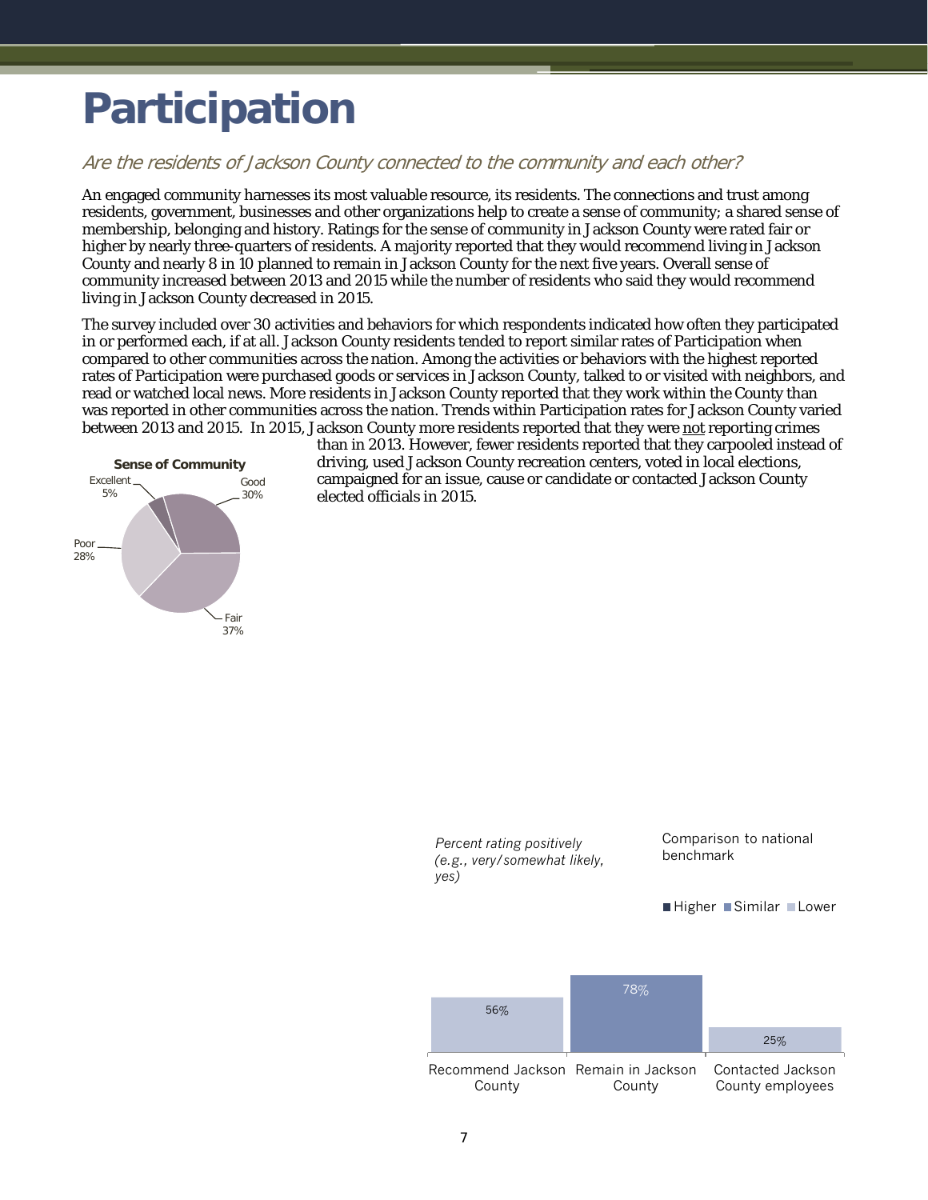# Participation

*Are the residents of Jackson County connected to the community and each other?*

An engaged community harnesses its most valuable resource, its residents. The connections and trust among residents, government, businesses and other organizations help to create a sense of community; a shared sense of membership, belonging and history. Ratings for the sense of community in Jackson County were rated fair or higher by nearly three-quarters of residents. A majority reported that they would recommend living in Jackson County and nearly 8 in 10 planned to remain in Jackson County for the next five years. Overall sense of community increased between 2013 and 2015 while the number of residents who said they would recommend living in Jackson County decreased in 2015.

The survey included over 30 activities and behaviors for which respondents indicated how often they participated in or performed each, if at all. Jackson County residents tended to report similar rates of Participation when compared to other communities across the nation. Among the activities or behaviors with the highest reported rates of Participation were purchased goods or services in Jackson County, talked to or visited with neighbors, and read or watched local news. More residents in Jackson County reported that they work within the County than was reported in other communities across the nation. Trends within Participation rates for Jackson County varied between 2013 and 2015. In 2015, Jackson County more residents reported that they were not reporting crimes than in 2013. However, fewer residents reported that they carpooled instead of driving, used Jackson County recreation centers, voted in local elections, campaigned for an issue, cause or candidate or contacted Jackson County elected officials in 2015.

**Sense of Community**

| Rating | Percent |
|---|---|
| Excellent | 5% |
| Good | 30% |
| Fair | 37% |
| Poor | 28% |

*Percent rating positively (e.g., very/somewhat likely, yes)*

Comparison to national benchmark: Higher / Similar / Lower

| Item | Percent | Comparison to national benchmark |
|---|---|---|
| Recommend Jackson County | 56% | Lower |
| Remain in Jackson County | 78% | Similar |
| Contacted Jackson County employees | 25% | Lower |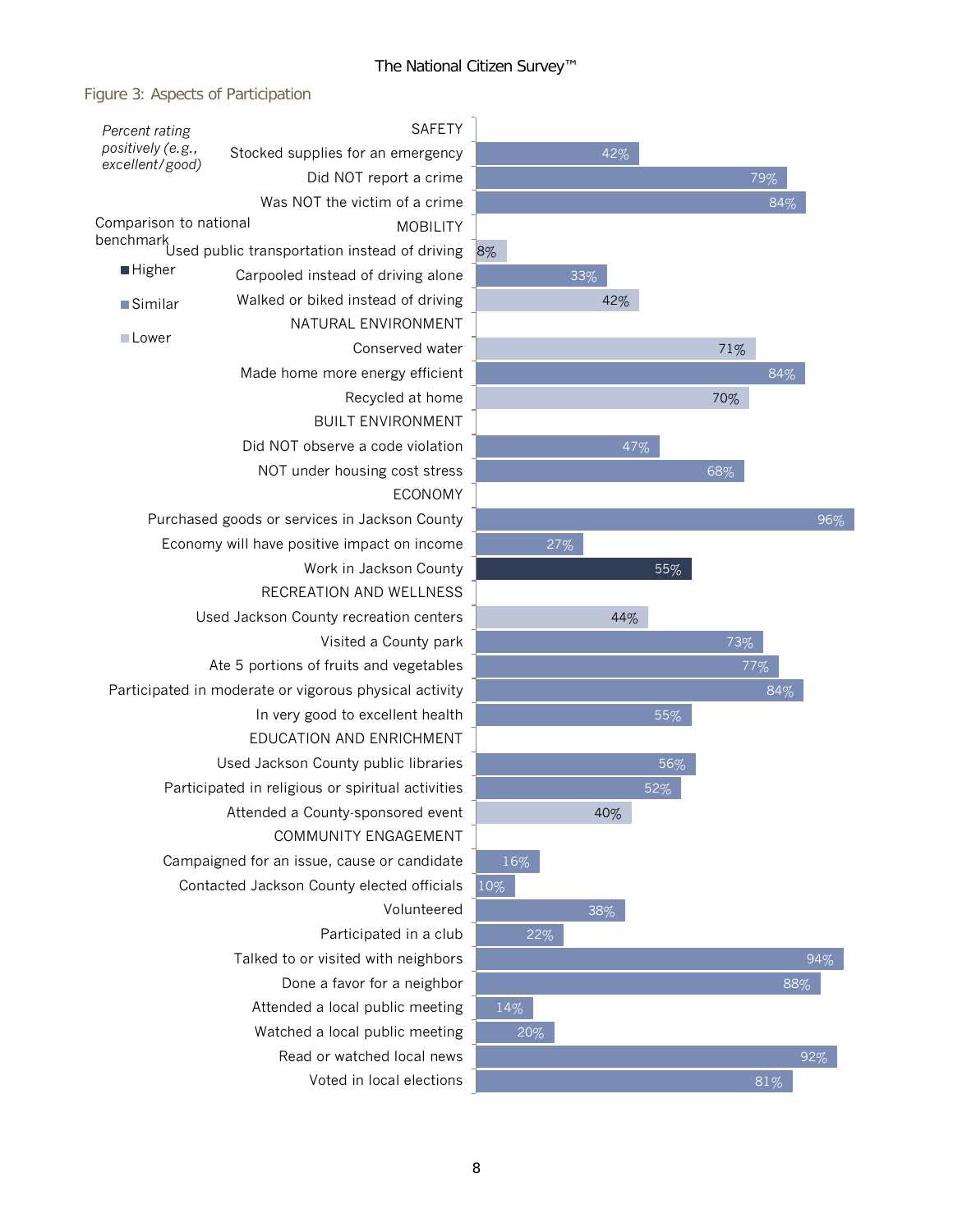## Figure 3: Aspects of Participation

*Percent rating positively (e.g., excellent/good)*

Comparison to national benchmark: Higher / Similar / Lower

| Category / Item | Percent | Comparison to national benchmark |
|---|---|---|
| **SAFETY** | | |
| Stocked supplies for an emergency | 42% | Similar |
| Did NOT report a crime | 79% | Similar |
| Was NOT the victim of a crime | 84% | Similar |
| **MOBILITY** | | |
| Used public transportation instead of driving | 8% | Lower |
| Carpooled instead of driving alone | 33% | Similar |
| Walked or biked instead of driving | 42% | Lower |
| **NATURAL ENVIRONMENT** | | |
| Conserved water | 71% | Lower |
| Made home more energy efficient | 84% | Similar |
| Recycled at home | 70% | Lower |
| **BUILT ENVIRONMENT** | | |
| Did NOT observe a code violation | 47% | Similar |
| NOT under housing cost stress | 68% | Similar |
| **ECONOMY** | | |
| Purchased goods or services in Jackson County | 96% | Similar |
| Economy will have positive impact on income | 27% | Similar |
| Work in Jackson County | 55% | Higher |
| **RECREATION AND WELLNESS** | | |
| Used Jackson County recreation centers | 44% | Lower |
| Visited a County park | 73% | Similar |
| Ate 5 portions of fruits and vegetables | 77% | Similar |
| Participated in moderate or vigorous physical activity | 84% | Similar |
| In very good to excellent health | 55% | Similar |
| **EDUCATION AND ENRICHMENT** | | |
| Used Jackson County public libraries | 56% | Similar |
| Participated in religious or spiritual activities | 52% | Similar |
| Attended a County-sponsored event | 40% | Lower |
| **COMMUNITY ENGAGEMENT** | | |
| Campaigned for an issue, cause or candidate | 16% | Similar |
| Contacted Jackson County elected officials | 10% | Similar |
| Volunteered | 38% | Similar |
| Participated in a club | 22% | Similar |
| Talked to or visited with neighbors | 94% | Similar |
| Done a favor for a neighbor | 88% | Similar |
| Attended a local public meeting | 14% | Similar |
| Watched a local public meeting | 20% | Similar |
| Read or watched local news | 92% | Similar |
| Voted in local elections | 81% | Similar |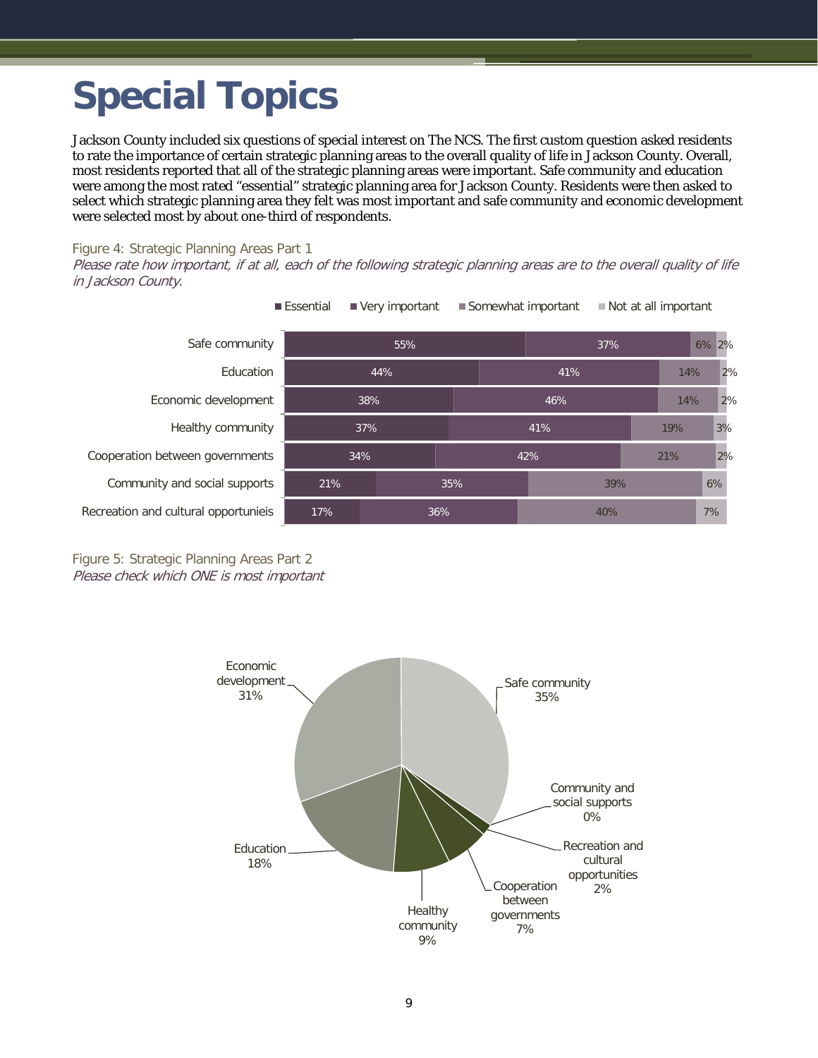# Special Topics

Jackson County included six questions of special interest on The NCS. The first custom question asked residents to rate the importance of certain strategic planning areas to the overall quality of life in Jackson County. Overall, most residents reported that all of the strategic planning areas were important. Safe community and education were among the most rated "essential" strategic planning area for Jackson County. Residents were then asked to select which strategic planning area they felt was most important and safe community and economic development were selected most by about one-third of respondents.

Figure 4: Strategic Planning Areas Part 1

*Please rate how important, if at all, each of the following strategic planning areas are to the overall quality of life in Jackson County.*

| | Essential | Very important | Somewhat important | Not at all important |
|---|---|---|---|---|
| Safe community | 55% | 37% | 6% | 2% |
| Education | 44% | 41% | 14% | 2% |
| Economic development | 38% | 46% | 14% | 2% |
| Healthy community | 37% | 41% | 19% | 3% |
| Cooperation between governments | 34% | 42% | 21% | 2% |
| Community and social supports | 21% | 35% | 39% | 6% |
| Recreation and cultural opportunieis | 17% | 36% | 40% | 7% |

Figure 5: Strategic Planning Areas Part 2

*Please check which ONE is most important*

| Strategic planning area | Percent |
|---|---|
| Safe community | 35% |
| Economic development | 31% |
| Education | 18% |
| Healthy community | 9% |
| Cooperation between governments | 7% |
| Recreation and cultural opportunities | 2% |
| Community and social supports | 0% |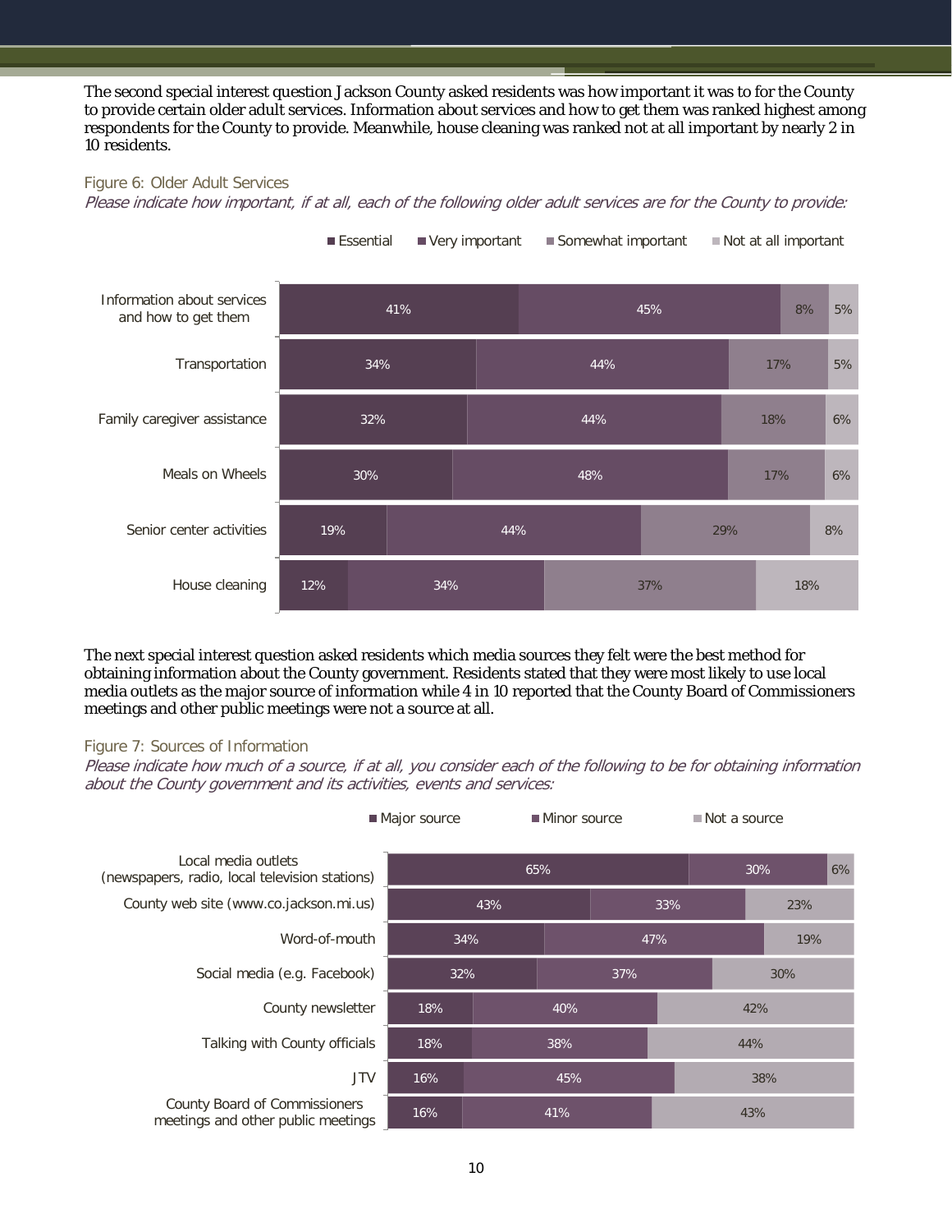The second special interest question Jackson County asked residents was how important it was to for the County to provide certain older adult services. Information about services and how to get them was ranked highest among respondents for the County to provide. Meanwhile, house cleaning was ranked not at all important by nearly 2 in 10 residents.

Figure 6: Older Adult Services

*Please indicate how important, if at all, each of the following older adult services are for the County to provide:*

| | Essential | Very important | Somewhat important | Not at all important |
|---|---|---|---|---|
| Information about services and how to get them | 41% | 45% | 8% | 5% |
| Transportation | 34% | 44% | 17% | 5% |
| Family caregiver assistance | 32% | 44% | 18% | 6% |
| Meals on Wheels | 30% | 48% | 17% | 6% |
| Senior center activities | 19% | 44% | 29% | 8% |
| House cleaning | 12% | 34% | 37% | 18% |

The next special interest question asked residents which media sources they felt were the best method for obtaining information about the County government. Residents stated that they were most likely to use local media outlets as the major source of information while 4 in 10 reported that the County Board of Commissioners meetings and other public meetings were not a source at all.

Figure 7: Sources of Information

*Please indicate how much of a source, if at all, you consider each of the following to be for obtaining information about the County government and its activities, events and services:*

| | Major source | Minor source | Not a source |
|---|---|---|---|
| Local media outlets (newspapers, radio, local television stations) | 65% | 30% | 6% |
| County web site (www.co.jackson.mi.us) | 43% | 33% | 23% |
| Word-of-mouth | 34% | 47% | 19% |
| Social media (e.g. Facebook) | 32% | 37% | 30% |
| County newsletter | 18% | 40% | 42% |
| Talking with County officials | 18% | 38% | 44% |
| JTV | 16% | 45% | 38% |
| County Board of Commissioners meetings and other public meetings | 16% | 41% | 43% |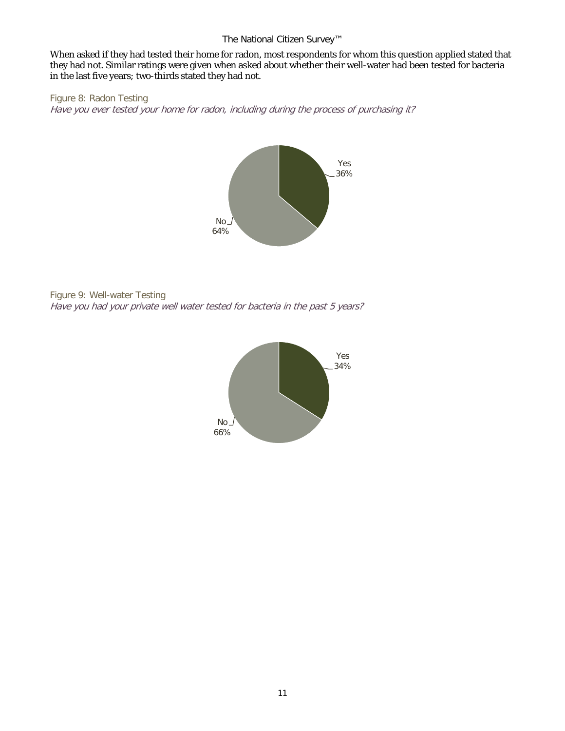When asked if they had tested their home for radon, most respondents for whom this question applied stated that they had not. Similar ratings were given when asked about whether their well-water had been tested for bacteria in the last five years; two-thirds stated they had not.

Figure 8: Radon Testing

*Have you ever tested your home for radon, including during the process of purchasing it?*

| Response | Percent |
| --- | --- |
| Yes | 36% |
| No | 64% |

Figure 9: Well-water Testing

*Have you had your private well water tested for bacteria in the past 5 years?*

| Response | Percent |
| --- | --- |
| Yes | 34% |
| No | 66% |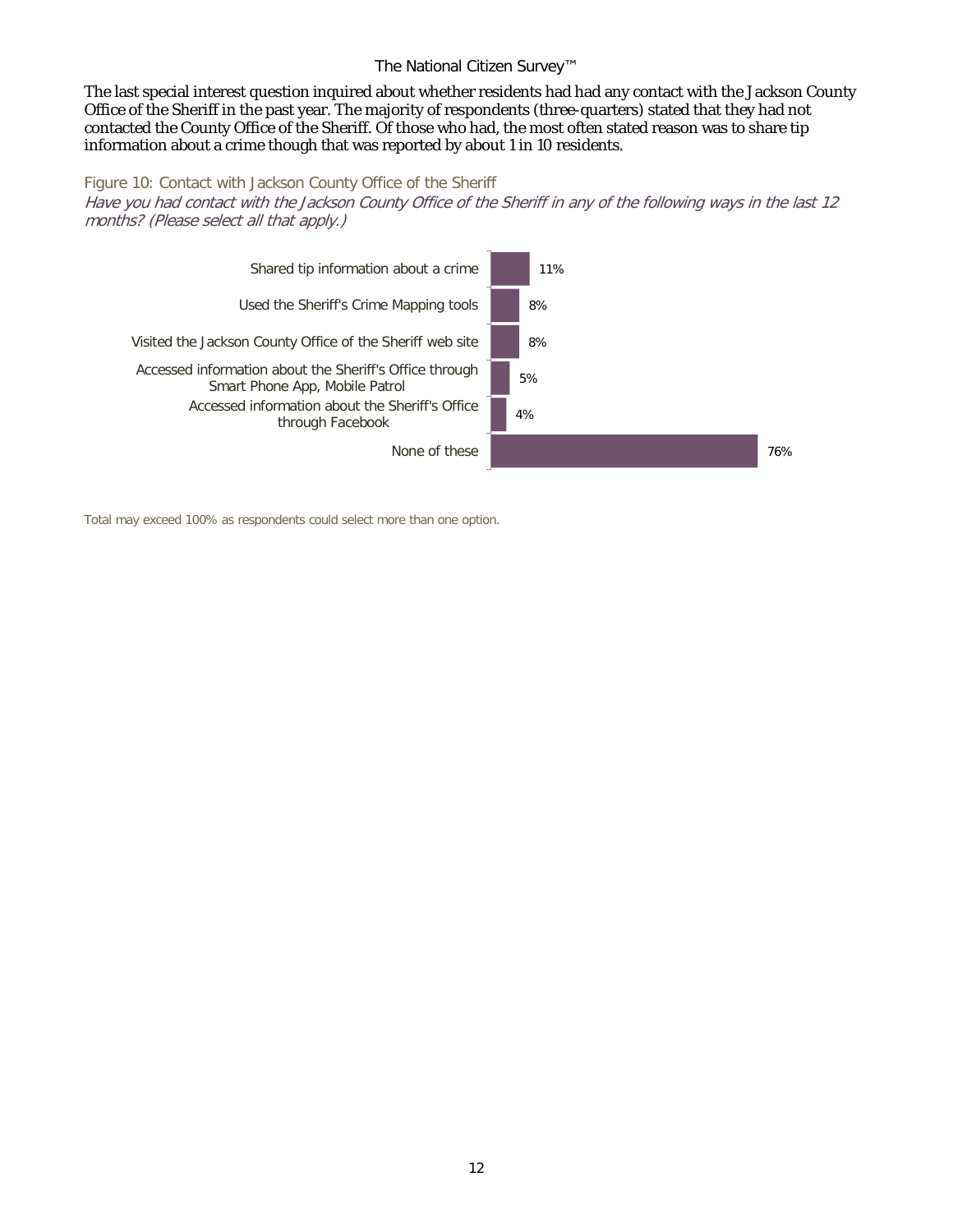The last special interest question inquired about whether residents had had any contact with the Jackson County Office of the Sheriff in the past year. The majority of respondents (three-quarters) stated that they had not contacted the County Office of the Sheriff. Of those who had, the most often stated reason was to share tip information about a crime though that was reported by about 1 in 10 residents.

Figure 10: Contact with Jackson County Office of the Sheriff

*Have you had contact with the Jackson County Office of the Sheriff in any of the following ways in the last 12 months? (Please select all that apply.)*

| Contact type | Percent |
|---|---|
| Shared tip information about a crime | 11% |
| Used the Sheriff's Crime Mapping tools | 8% |
| Visited the Jackson County Office of the Sheriff web site | 8% |
| Accessed information about the Sheriff's Office through Smart Phone App, Mobile Patrol | 5% |
| Accessed information about the Sheriff's Office through Facebook | 4% |
| None of these | 76% |

Total may exceed 100% as respondents could select more than one option.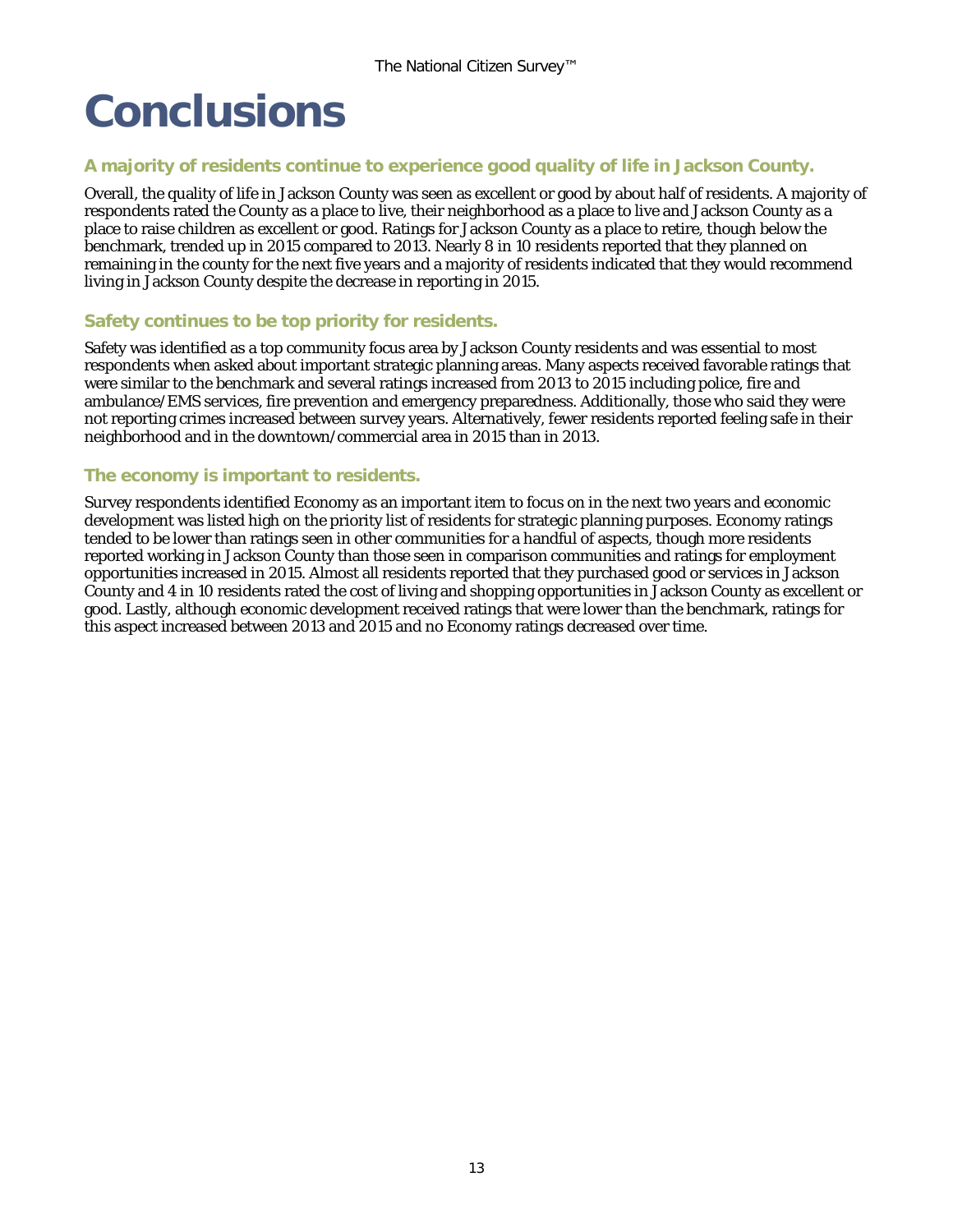# Conclusions

### A majority of residents continue to experience good quality of life in Jackson County.

Overall, the quality of life in Jackson County was seen as excellent or good by about half of residents. A majority of respondents rated the County as a place to live, their neighborhood as a place to live and Jackson County as a place to raise children as excellent or good. Ratings for Jackson County as a place to retire, though below the benchmark, trended up in 2015 compared to 2013. Nearly 8 in 10 residents reported that they planned on remaining in the county for the next five years and a majority of residents indicated that they would recommend living in Jackson County despite the decrease in reporting in 2015.

### Safety continues to be top priority for residents.

Safety was identified as a top community focus area by Jackson County residents and was essential to most respondents when asked about important strategic planning areas. Many aspects received favorable ratings that were similar to the benchmark and several ratings increased from 2013 to 2015 including police, fire and ambulance/EMS services, fire prevention and emergency preparedness. Additionally, those who said they were not reporting crimes increased between survey years. Alternatively, fewer residents reported feeling safe in their neighborhood and in the downtown/commercial area in 2015 than in 2013.

### The economy is important to residents.

Survey respondents identified Economy as an important item to focus on in the next two years and economic development was listed high on the priority list of residents for strategic planning purposes. Economy ratings tended to be lower than ratings seen in other communities for a handful of aspects, though more residents reported working in Jackson County than those seen in comparison communities and ratings for employment opportunities increased in 2015. Almost all residents reported that they purchased good or services in Jackson County and 4 in 10 residents rated the cost of living and shopping opportunities in Jackson County as excellent or good. Lastly, although economic development received ratings that were lower than the benchmark, ratings for this aspect increased between 2013 and 2015 and no Economy ratings decreased over time.